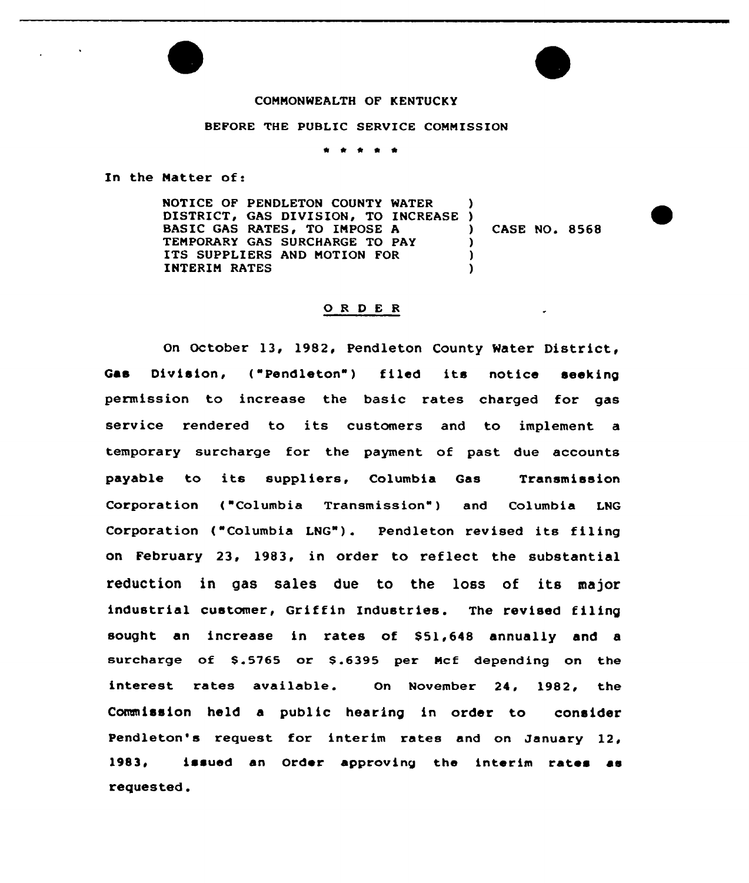COMMONWEALTH OF KENTUCKY

BEFORE THE PUBLIC SERVICE COMMISSION

\* \* \* \* \*

In the Matter of:

NOTICE OF PENDLETON COUNTY WATER DISTRICT, GAS DIVISION, TO INCREASE BASIC GAS RATES, TO IMPOSE A TEMPORARY GAS SURCHARGE TO PAY ITS SUPPLIERS AND MOTION FOR INTERIM RATES ) CASE NO. 8568

## O R D E R

On October 13, 1982, Pendleton County Water District, Gas Division, ("Pendleton") filed its notice seeking permission to increase the basic rates charged for gas service rendered to its customers and to implement a temporary surcharge for the payment of past due accounts payable to its suppliers, Columbia Gas Transmission Corporation ("Columbia Transmission") and Columbia LNG Corporation ("Columbia LNG"). Pendleton revised its filing on February 23, 1983, in order to reflect the substantial reduction in gas sales due to the loss of its major industrial customer, Griffin Industries. The revised filing sought an increase in rates of $51,648 annually and a surcharge of $.5765 or $.6395 per Mcf depending on the interest rates available. On November 24, 1982, the Commission held a public hearing in order to consider Pendleton's request for interim rates and on January 12, 1983, issued an Order approving the interim rates as requested.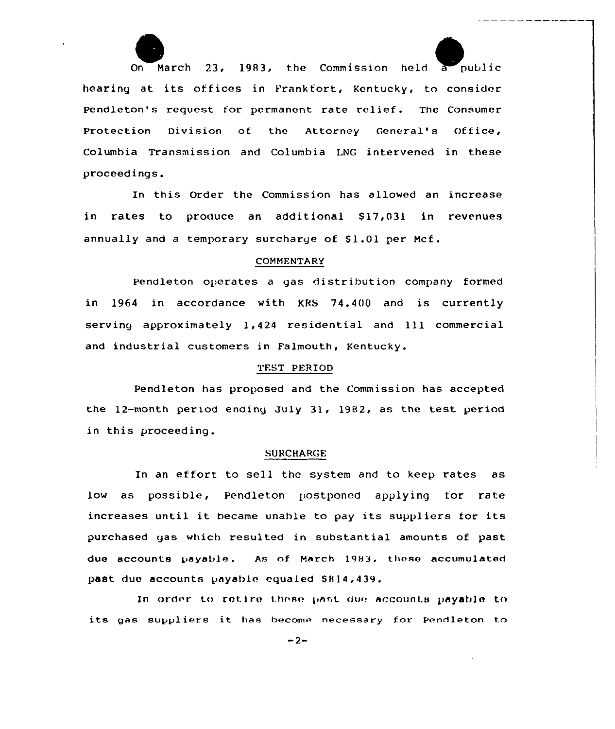On March 23, 1983, the Commission held a public hearing at its offices in Frankfort, Kentucky, to consider Pendleton's request for permanent rate relief. The Consumer Protection Division of the Attorney General's Office, Columbia Transmission and Columbia LNG intervened in these proceedings.

In this Order the Commission has allowed an increase in rates to produce an additional $17,031 in revenues annually and a temporary surcharge of $1.01 per Mcf.

## COMMENTARY

Pendleton operates a gas distribution company formed in 1964 in accordance with KRS 74.400 and is currently serving approximately 1,424 residential and 111 commercial and industrial customers in Falmouth, Kentucky.

## TEST PERIOD

Pendleton has proposed and the Commission has accepted the 12-month period ending July 31, 1982, as the test period in this proceeding.

## SURCHARGE

In an effort to sell the system and to keep rates as low as possible, Pendleton postponed applying for rate increases until it became unable to pay its suppliers for its purchased gas which resulted in substantial amounts of past due accounts payable. As of March 1983, these accumulated past due accounts payable equaled $814,439.

In order to retire these past due accounts payable to its gas suppliers it has become necessary for Pendleton to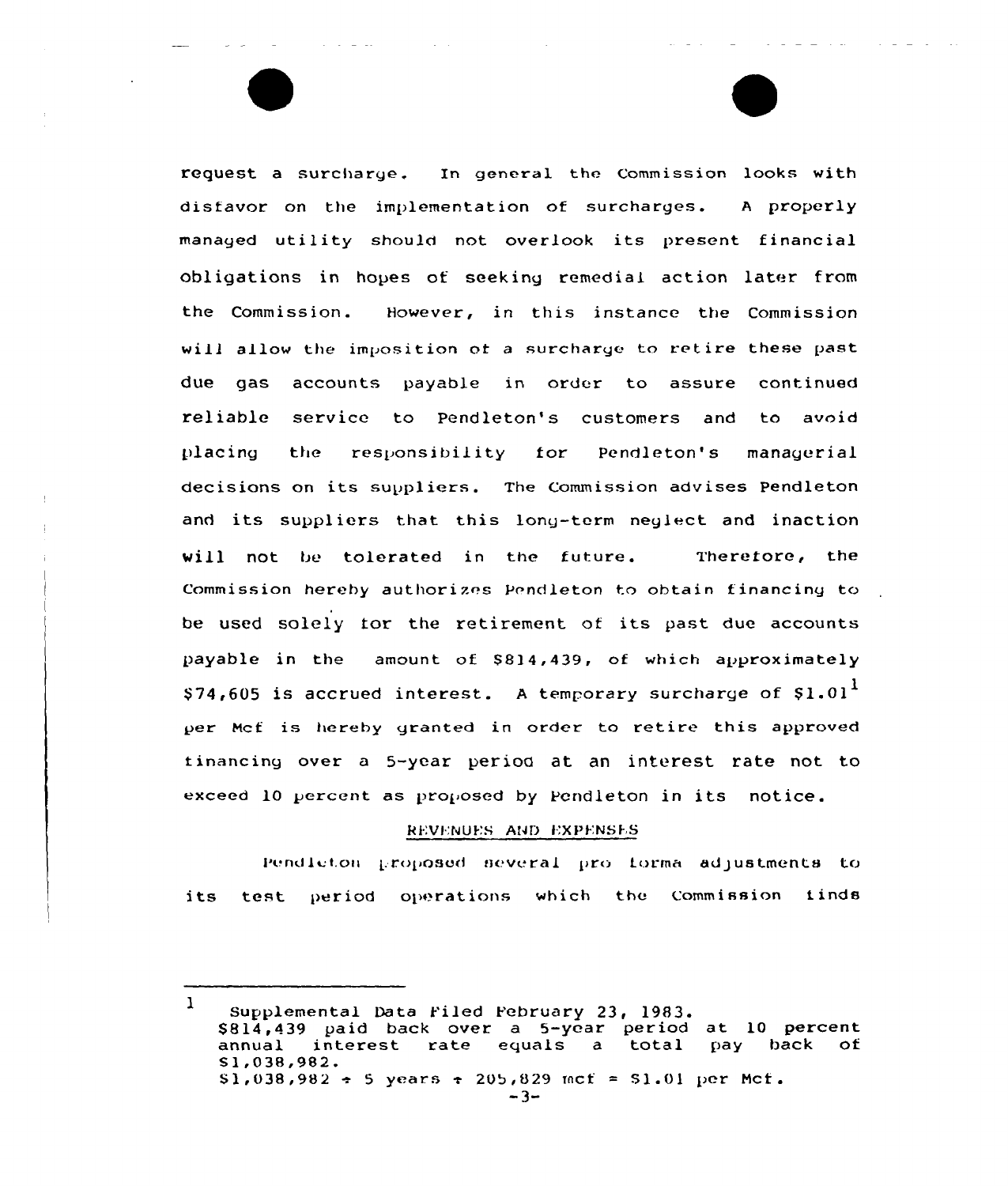request a surcharge. In general the Commission looks with disfavor on the implementation of surcharges. A properly managed utility should not overlook its present financial obligations in hopes of seeking remedial action later from the Commission. However, in this instance the Commission will allow the imposition of a surcharge to retire these past due gas accounts payable in order to assure continued reliable service to Pendleton's customers and to avoid placing the responsibility for Pendleton's managerial decisions on its suppliers. The Commission advises Pendleton and its suppliers that this long-term neglect and inaction will not be tolerated in the future. Therefore, the Commission hereby authorizes Pendleton to obtain financing to be used solely for the retirement of its past due accounts payable in the amount of $814,439, of which approximately $74,605 is accrued interest. A temporary surcharge of $1.01[1] per Mcf is hereby granted in order to retire this approved financing over a 5-year period at an interest rate not to exceed 10 percent as proposed by Pendleton in its notice.

## REVENUES AND EXPENSES

Pendleton proposed several pro forma adjustments to its test period operations which the Commission finds

---

[1] Supplemental Data Filed February 23, 1983.
$814,439 paid back over a 5-year period at 10 percent annual interest rate equals a total pay back of $1,038,982.
$1,038,982 ÷ 5 years ÷ 205,829 mcf = $1.01 per Mcf.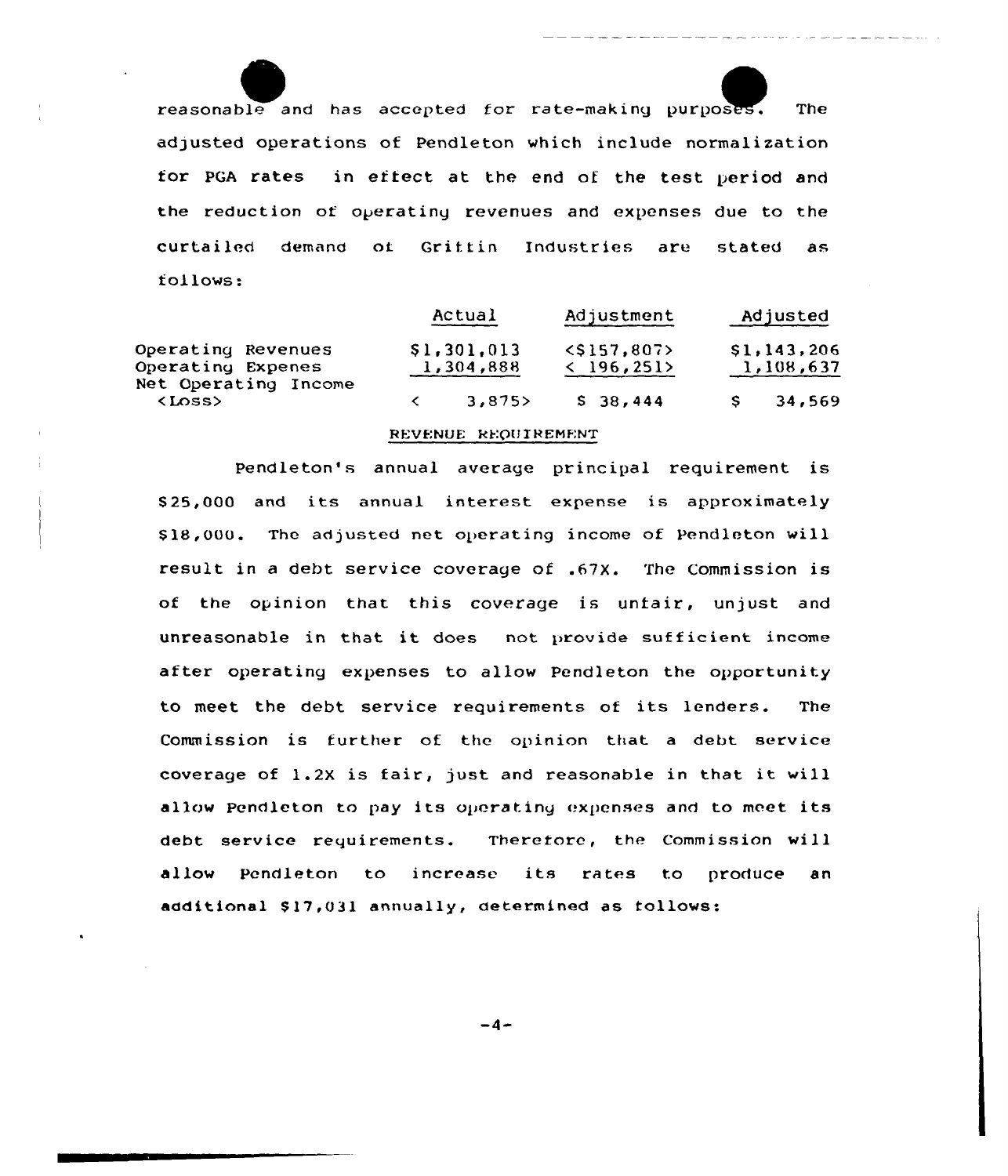reasonable and has accepted for rate-making purposes. The adjusted operations of Pendleton which include normalization for PGA rates in effect at the end of the test period and the reduction of operating revenues and expenses due to the curtailed demand of Griffin Industries are stated as follows:

| | Actual | Adjustment | Adjusted |
|---|---|---|---|
| Operating Revenues | $1,301,013 | <$157,807> | $1,143,206 |
| Operating Expenes | 1,304,888 | < 196,251> | 1,108,637 |
| Net Operating Income <Loss> | < 3,875> | $ 38,444 | $ 34,569 |

## REVENUE REQUIREMENT

Pendleton's annual average principal requirement is $25,000 and its annual interest expense is approximately $18,000. The adjusted net operating income of Pendleton will result in a debt service coverage of .67X. The Commission is of the opinion that this coverage is unfair, unjust and unreasonable in that it does not provide sufficient income after operating expenses to allow Pendleton the opportunity to meet the debt service requirements of its lenders. The Commission is further of the opinion that a debt service coverage of 1.2X is fair, just and reasonable in that it will allow Pendleton to pay its operating expenses and to meet its debt service requirements. Therefore, the Commission will allow Pendleton to increase its rates to produce an additional $17,031 annually, determined as follows: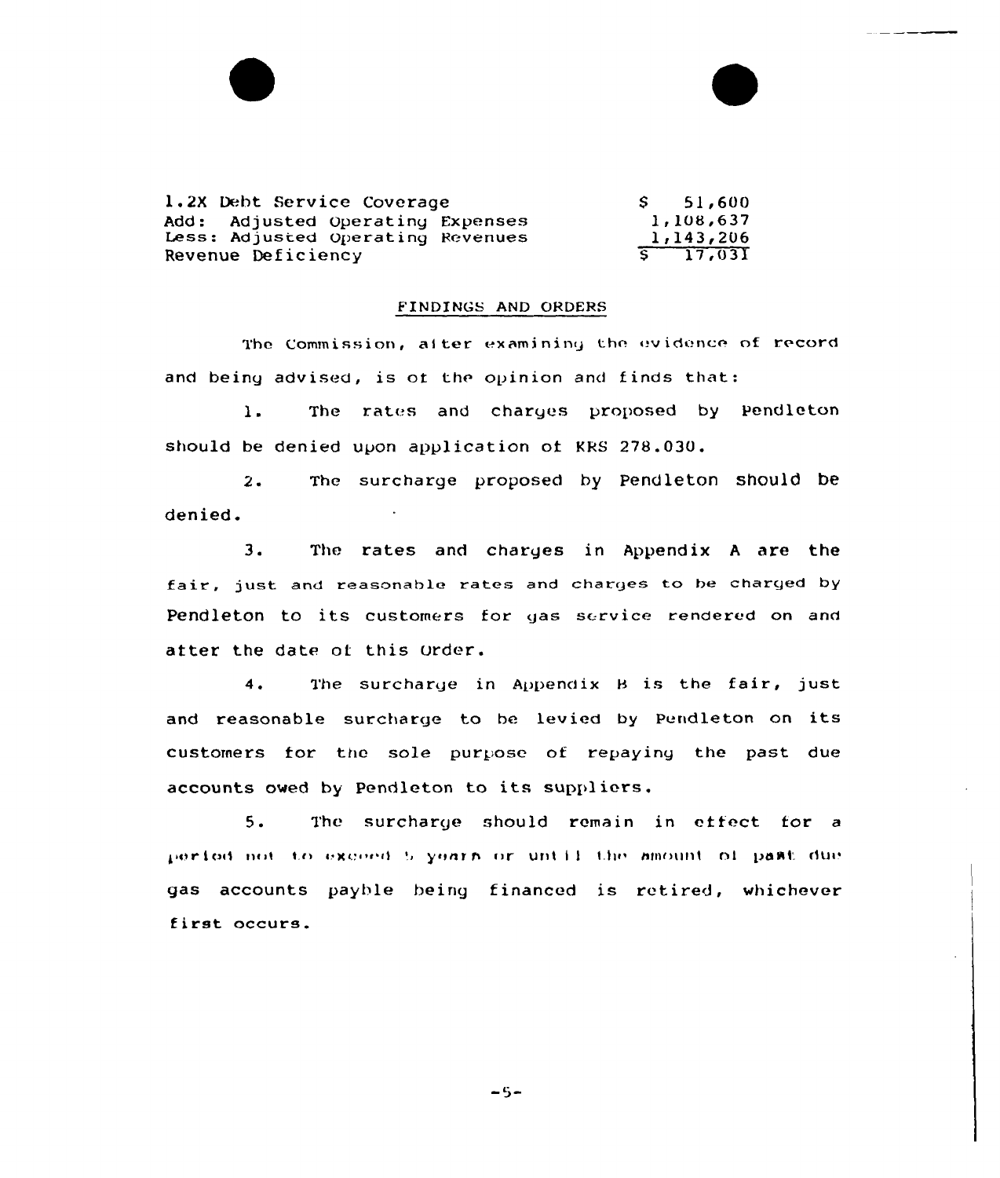| | |
|---|---|
| 1.2X Debt Service Coverage | $ 51,600 |
| Add: Adjusted Operating Expenses | 1,108,637 |
| Less: Adjusted Operating Revenues | 1,143,206 |
| Revenue Deficiency | $ 17,031 |

## FINDINGS AND ORDERS

The Commission, after examining the evidence of record and being advised, is of the opinion and finds that:

1. The rates and charges proposed by Pendleton should be denied upon application of KRS 278.030.

2. The surcharge proposed by Pendleton should be denied.

3. The rates and charges in Appendix A are the fair, just and reasonable rates and charges to be charged by Pendleton to its customers for gas service rendered on and after the date of this Order.

4. The surcharge in Appendix B is the fair, just and reasonable surcharge to be levied by Pendleton on its customers for the sole purpose of repaying the past due accounts owed by Pendleton to its suppliers.

5. The surcharge should remain in effect for a period not to exceed 5 years or until the amount of past due gas accounts payble being financed is retired, whichever first occurs.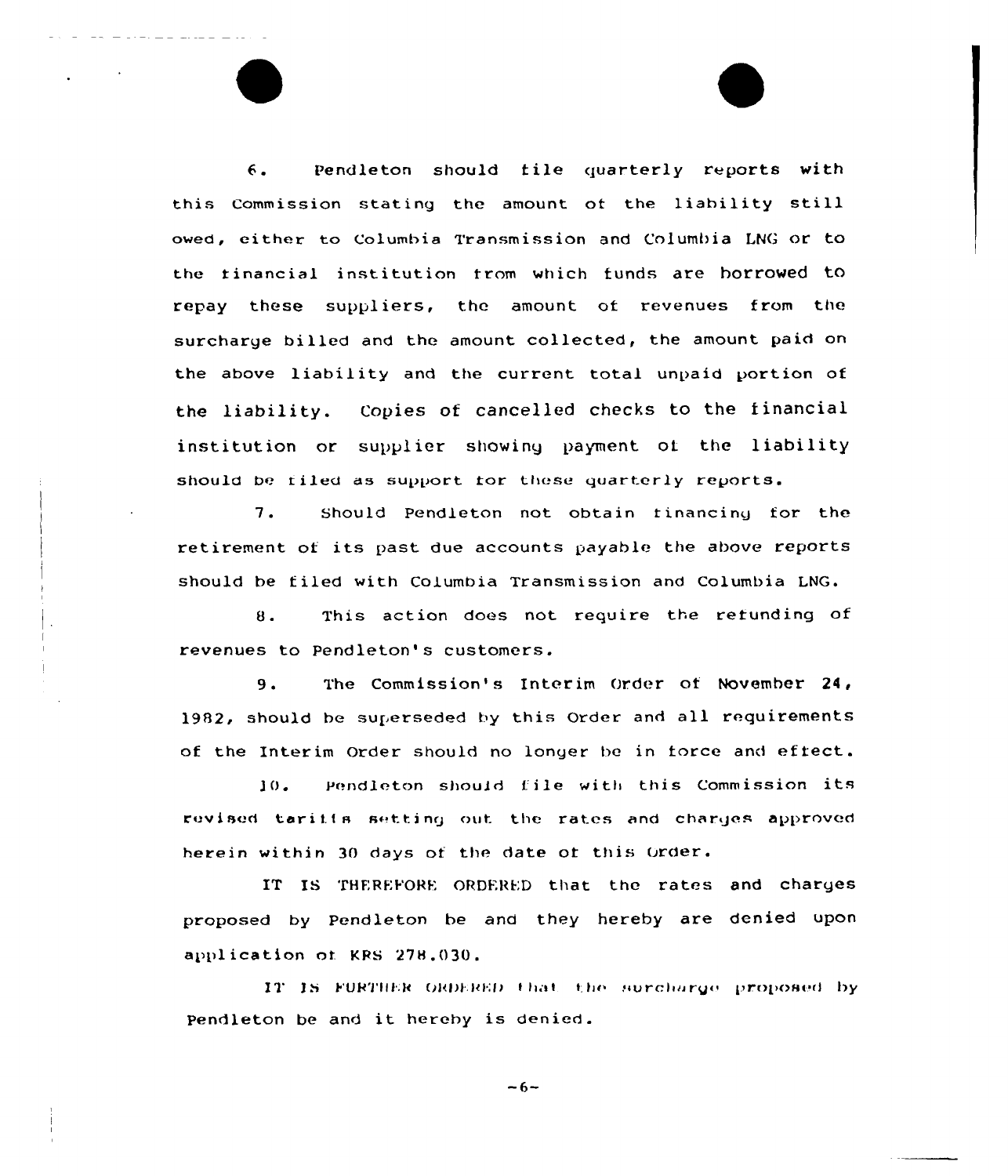6. Pendleton should file quarterly reports with this Commission stating the amount of the liability still owed, either to Columbia Transmission and Columbia LNG or to the financial institution from which funds are borrowed to repay these suppliers, the amount of revenues from the surcharge billed and the amount collected, the amount paid on the above liability and the current total unpaid portion of the liability. Copies of cancelled checks to the financial institution or supplier showing payment of the liability should be filed as support for these quarterly reports.

7. Should Pendleton not obtain financing for the retirement of its past due accounts payable the above reports should be filed with Columbia Transmission and Columbia LNG.

8. This action does not require the refunding of revenues to Pendleton's customers.

9. The Commission's Interim Order of November 24, 1982, should be superseded by this Order and all requirements of the Interim Order should no longer be in force and effect.

10. Pendleton should file with this Commission its revised tariffs setting out the rates and charges approved herein within 30 days of the date of this Order.

IT IS THEREFORE ORDERED that the rates and charges proposed by Pendleton be and they hereby are denied upon application of KRS 278.030.

IT IS FURTHER ORDERED that the surcharge proposed by Pendleton be and it hereby is denied.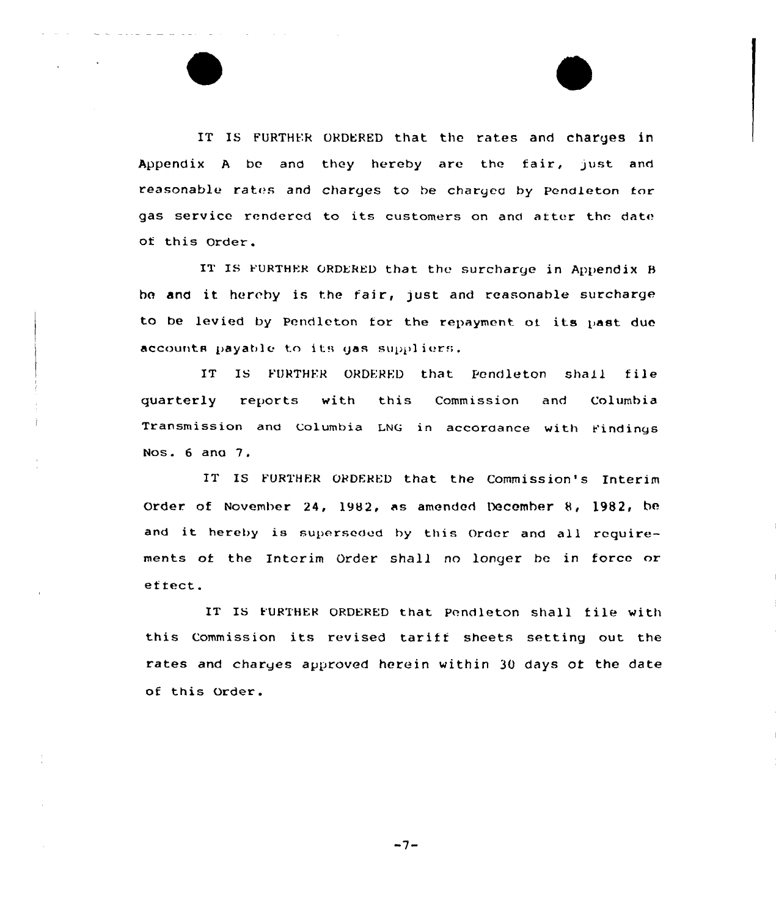IT IS FURTHER ORDERED that the rates and charges in Appendix A be and they hereby are the fair, just and reasonable rates and charges to be charged by Pendleton for gas service rendered to its customers on and after the date of this Order.

IT IS FURTHER ORDERED that the surcharge in Appendix B be and it hereby is the fair, just and reasonable surcharge to be levied by Pendleton for the repayment of its past due accounts payable to its gas suppliers.

IT IS FURTHER ORDERED that Pendleton shall file quarterly reports with this Commission and Columbia Transmission and Columbia LNG in accordance with Findings Nos. 6 and 7.

IT IS FURTHER ORDERED that the Commission's Interim Order of November 24, 1982, as amended December 8, 1982, be and it hereby is superseded by this Order and all requirements of the Interim Order shall no longer be in force or effect.

IT IS FURTHER ORDERED that Pendleton shall file with this Commission its revised tariff sheets setting out the rates and charges approved herein within 30 days of the date of this Order.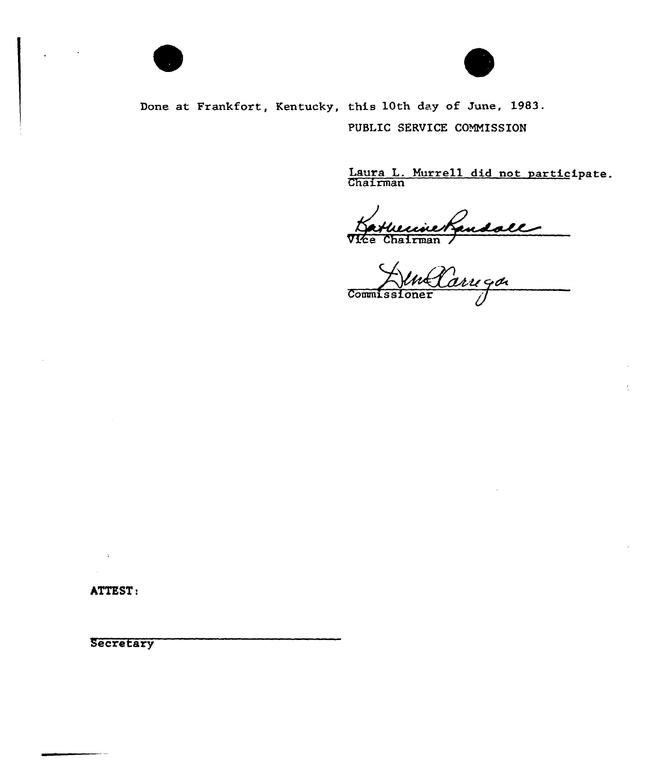Done at Frankfort, Kentucky, this 10th day of June, 1983.

PUBLIC SERVICE COMMISSION

Laura L. Murrell did not participate.
Chairman

Katherine Randall
Vice Chairman

Commissioner

ATTEST:

Secretary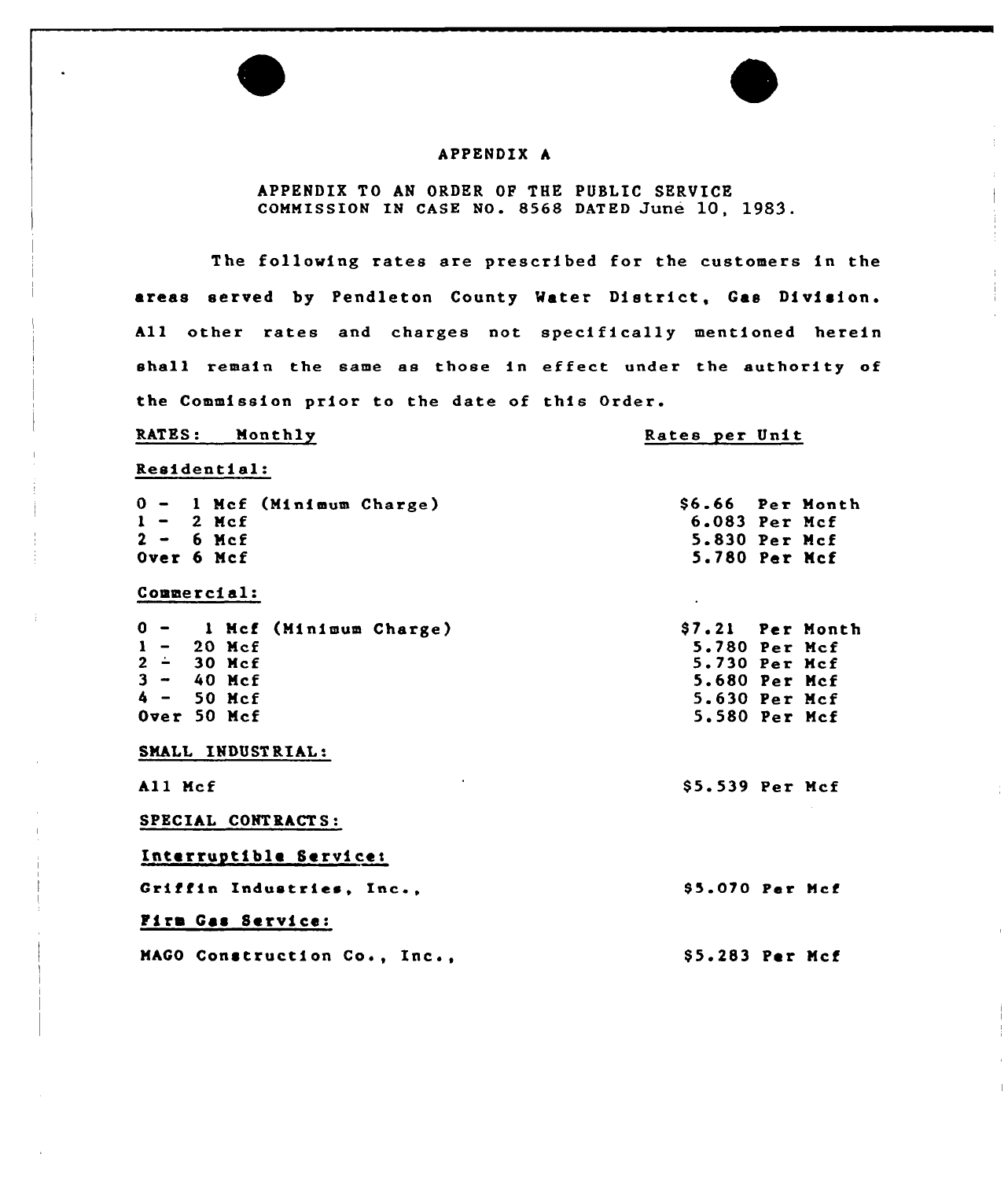# APPENDIX A

APPENDIX TO AN ORDER OF THE PUBLIC SERVICE COMMISSION IN CASE NO. 8568 DATED June 10, 1983.

The following rates are prescribed for the customers in the areas served by Pendleton County Water District, Gas Division. All other rates and charges not specifically mentioned herein shall remain the same as those in effect under the authority of the Commission prior to the date of this Order.

| RATES: Monthly | Rates per Unit |
| --- | --- |
| **Residential:** | |
| 0 - 1 Mcf (Minimum Charge) | $6.66 Per Month |
| 1 - 2 Mcf | 6.083 Per Mcf |
| 2 - 6 Mcf | 5.830 Per Mcf |
| Over 6 Mcf | 5.780 Per Mcf |
| **Commercial:** | |
| 0 - 1 Mcf (Minimum Charge) | $7.21 Per Month |
| 1 - 20 Mcf | 5.780 Per Mcf |
| 2 - 30 Mcf | 5.730 Per Mcf |
| 3 - 40 Mcf | 5.680 Per Mcf |
| 4 - 50 Mcf | 5.630 Per Mcf |
| Over 50 Mcf | 5.580 Per Mcf |
| **SMALL INDUSTRIAL:** | |
| All Mcf | $5.539 Per Mcf |
| **SPECIAL CONTRACTS:** | |
| **Interruptible Service:** | |
| Griffin Industries, Inc., | $5.070 Per Mcf |
| **Firm Gas Service:** | |
| MAGO Construction Co., Inc., | $5.283 Per Mcf |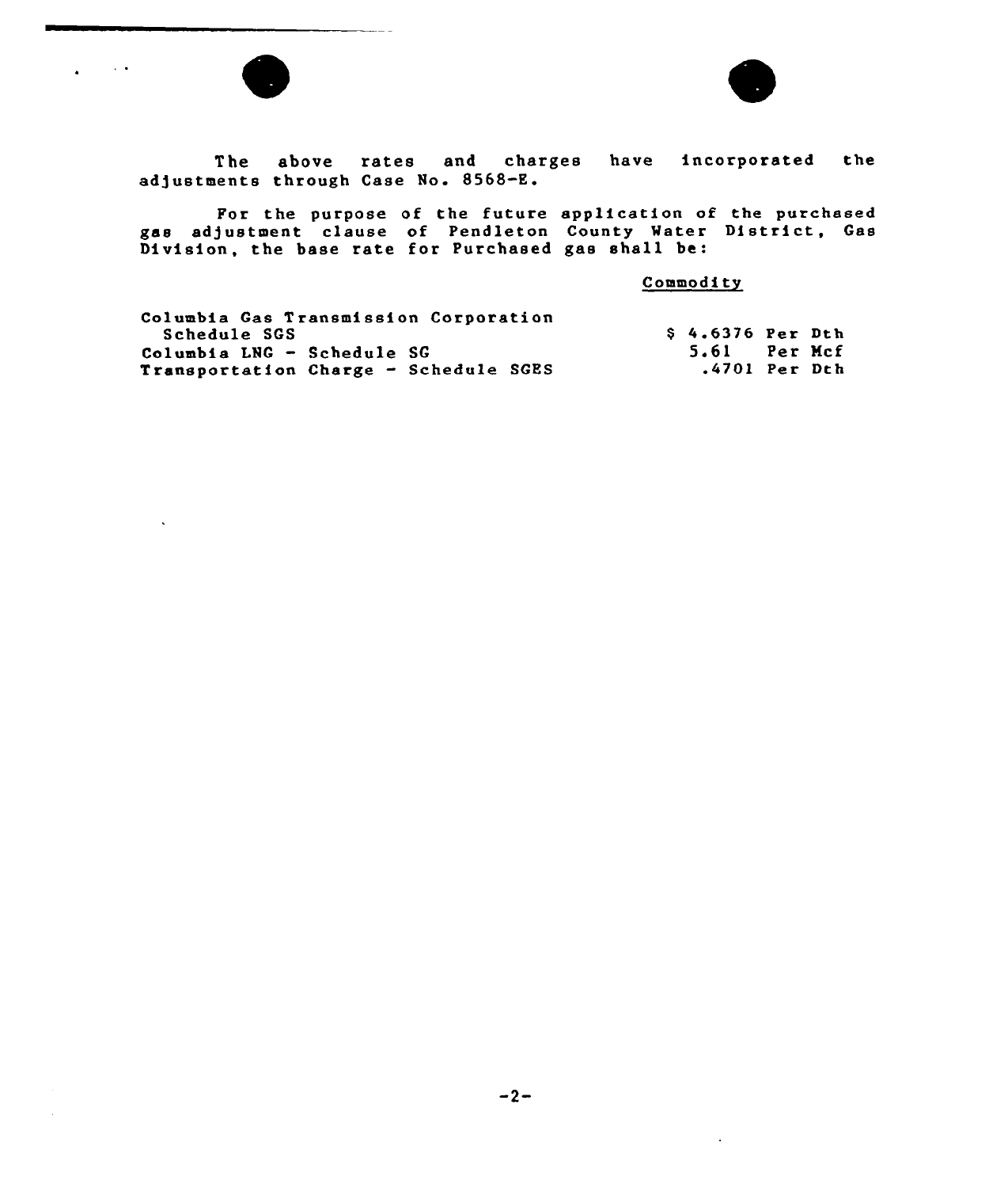The above rates and charges have incorporated the adjustments through Case No. 8568-E.

For the purpose of the future application of the purchased gas adjustment clause of Pendleton County Water District, Gas Division, the base rate for Purchased gas shall be:

| | Commodity |
|---|---|
| Columbia Gas Transmission Corporation Schedule SGS | $ 4.6376 Per Dth |
| Columbia LNG - Schedule SG | 5.61 Per Mcf |
| Transportation Charge - Schedule SGES | .4701 Per Dth |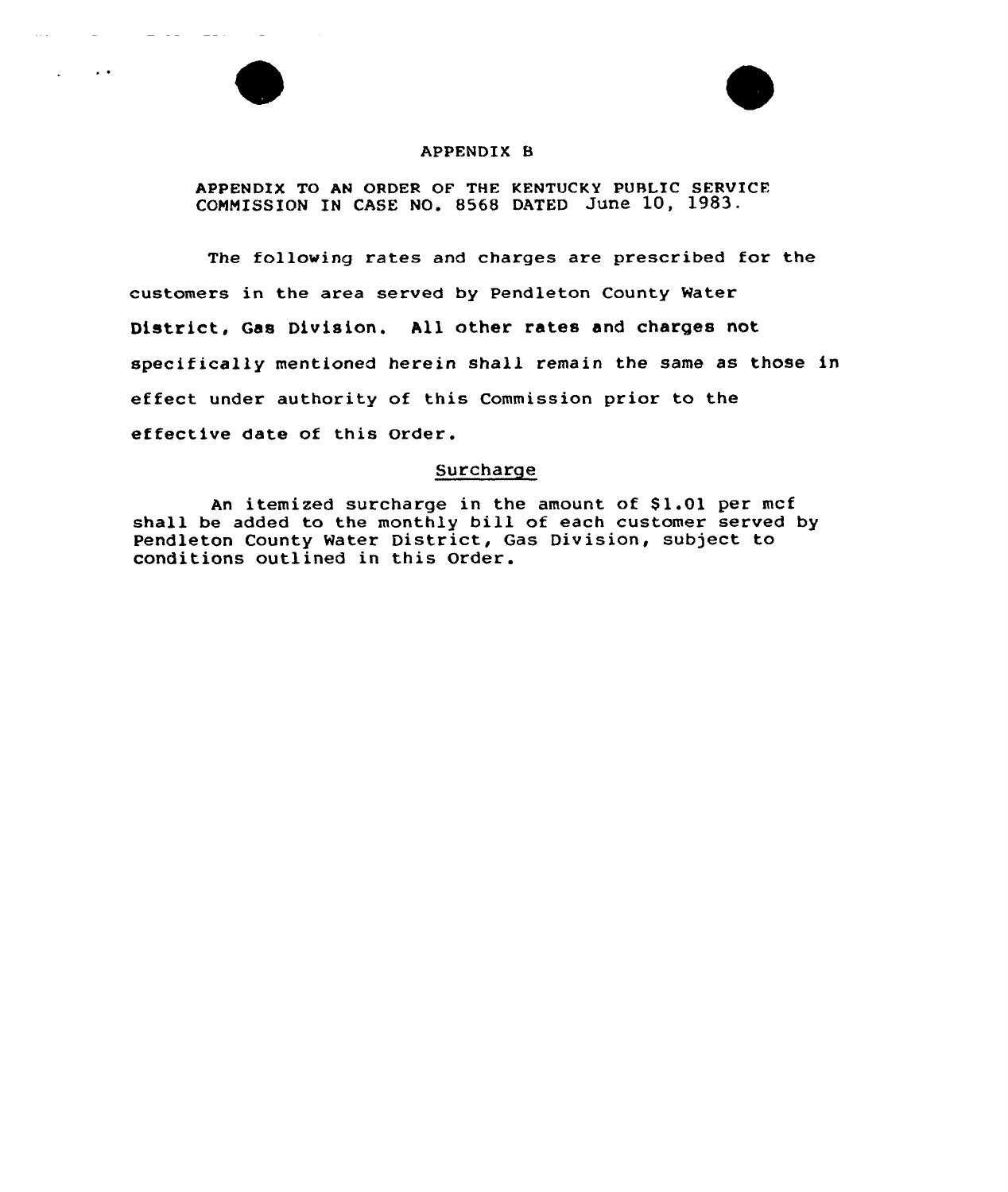# APPENDIX B

APPENDIX TO AN ORDER OF THE KENTUCKY PUBLIC SERVICE COMMISSION IN CASE NO. 8568 DATED June 10, 1983.

The following rates and charges are prescribed for the customers in the area served by Pendleton County Water District, Gas Division. All other rates and charges not specifically mentioned herein shall remain the same as those in effect under authority of this Commission prior to the effective date of this Order.

## Surcharge

An itemized surcharge in the amount of $1.01 per mcf shall be added to the monthly bill of each customer served by Pendleton County Water District, Gas Division, subject to conditions outlined in this Order.